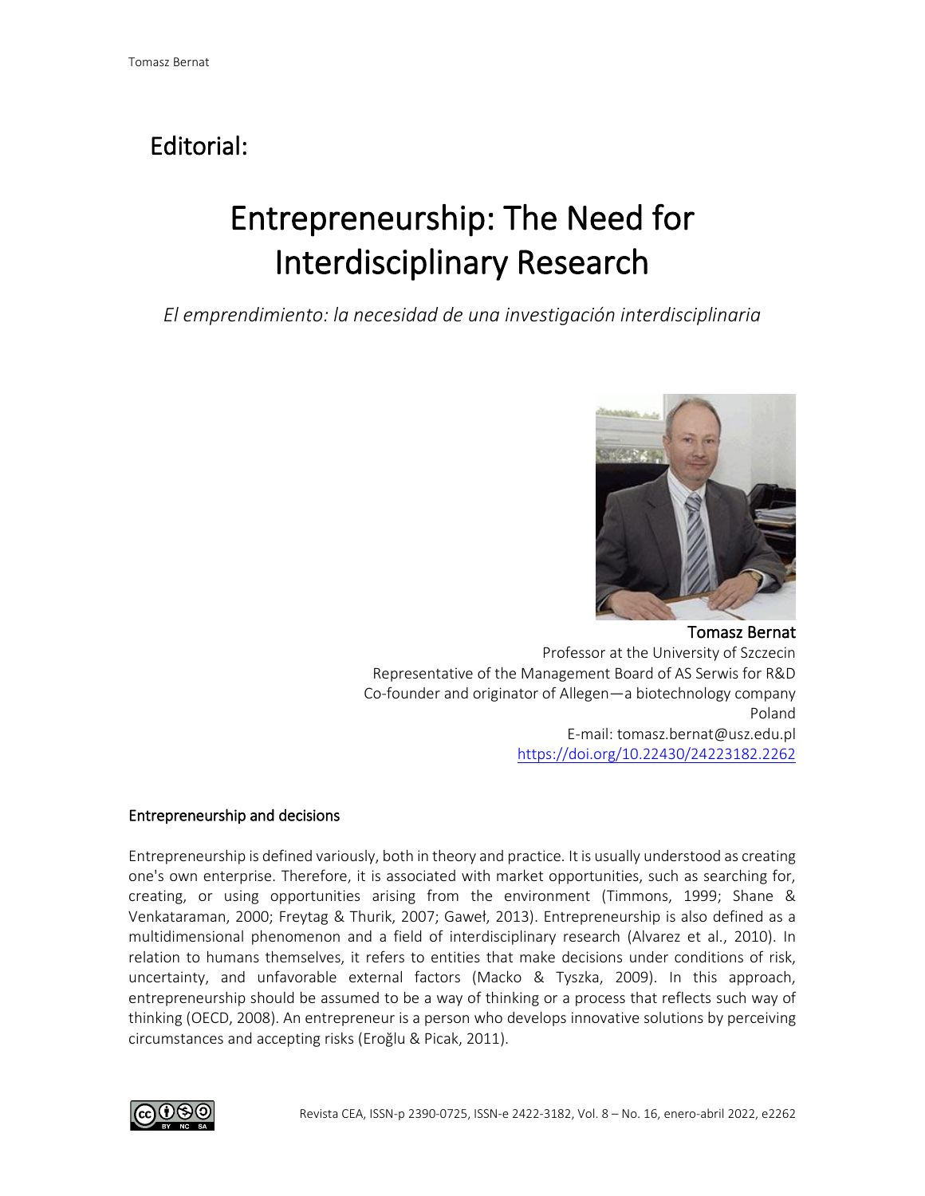# Editorial:

# Entrepreneurship: The Need for Interdisciplinary Research

*El emprendimiento: la necesidad de una investigación interdisciplinaria*

**Tomasz Bernat**
Professor at the University of Szczecin
Representative of the Management Board of AS Serwis for R&D
Co-founder and originator of Allegen—a biotechnology company
Poland
E-mail: tomasz.bernat@usz.edu.pl
https://doi.org/10.22430/24223182.2262

## Entrepreneurship and decisions

Entrepreneurship is defined variously, both in theory and practice. It is usually understood as creating one's own enterprise. Therefore, it is associated with market opportunities, such as searching for, creating, or using opportunities arising from the environment (Timmons, 1999; Shane & Venkataraman, 2000; Freytag & Thurik, 2007; Gaweł, 2013). Entrepreneurship is also defined as a multidimensional phenomenon and a field of interdisciplinary research (Alvarez et al., 2010). In relation to humans themselves, it refers to entities that make decisions under conditions of risk, uncertainty, and unfavorable external factors (Macko & Tyszka, 2009). In this approach, entrepreneurship should be assumed to be a way of thinking or a process that reflects such way of thinking (OECD, 2008). An entrepreneur is a person who develops innovative solutions by perceiving circumstances and accepting risks (Eroğlu & Picak, 2011).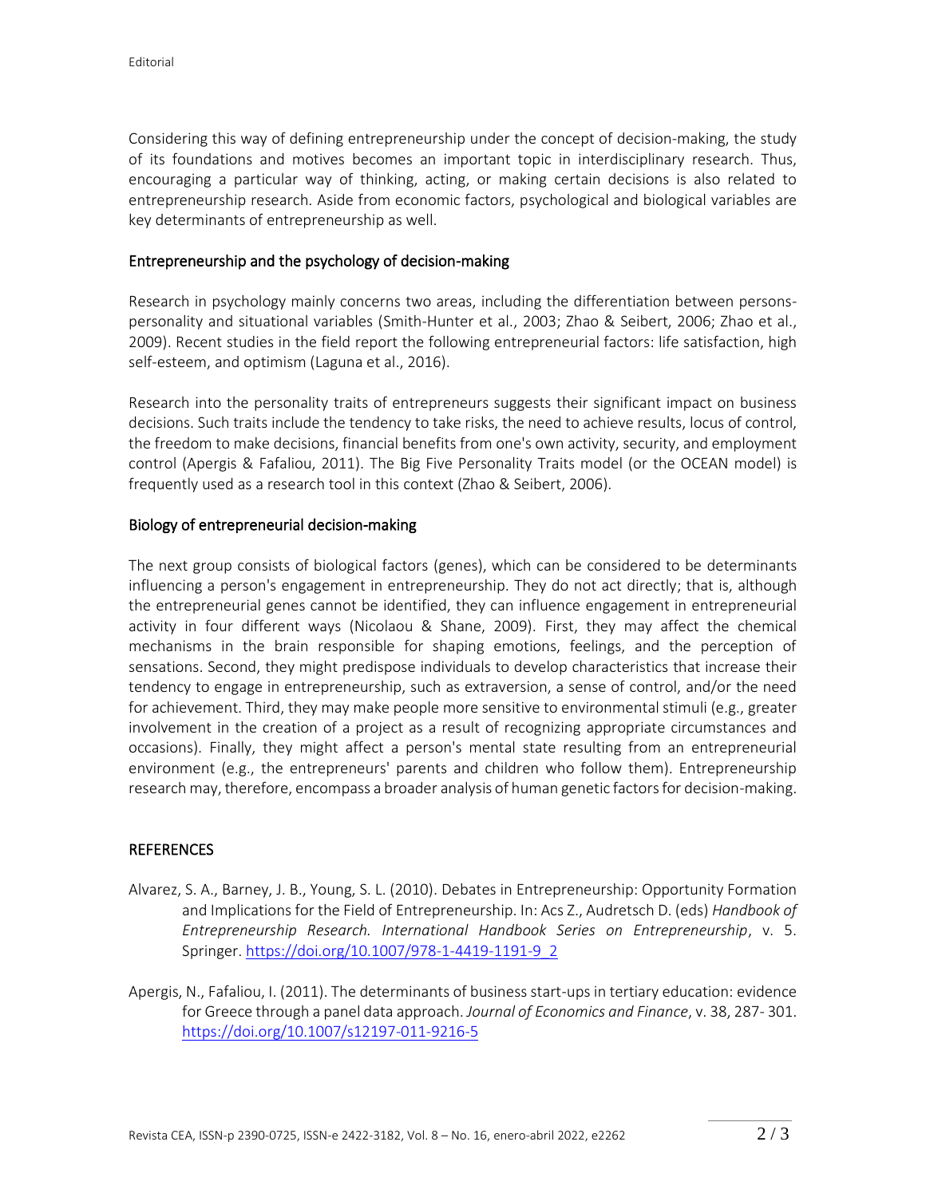Considering this way of defining entrepreneurship under the concept of decision-making, the study of its foundations and motives becomes an important topic in interdisciplinary research. Thus, encouraging a particular way of thinking, acting, or making certain decisions is also related to entrepreneurship research. Aside from economic factors, psychological and biological variables are key determinants of entrepreneurship as well.

## Entrepreneurship and the psychology of decision-making

Research in psychology mainly concerns two areas, including the differentiation between persons-personality and situational variables (Smith-Hunter et al., 2003; Zhao & Seibert, 2006; Zhao et al., 2009). Recent studies in the field report the following entrepreneurial factors: life satisfaction, high self-esteem, and optimism (Laguna et al., 2016).

Research into the personality traits of entrepreneurs suggests their significant impact on business decisions. Such traits include the tendency to take risks, the need to achieve results, locus of control, the freedom to make decisions, financial benefits from one's own activity, security, and employment control (Apergis & Fafaliou, 2011). The Big Five Personality Traits model (or the OCEAN model) is frequently used as a research tool in this context (Zhao & Seibert, 2006).

## Biology of entrepreneurial decision-making

The next group consists of biological factors (genes), which can be considered to be determinants influencing a person's engagement in entrepreneurship. They do not act directly; that is, although the entrepreneurial genes cannot be identified, they can influence engagement in entrepreneurial activity in four different ways (Nicolaou & Shane, 2009). First, they may affect the chemical mechanisms in the brain responsible for shaping emotions, feelings, and the perception of sensations. Second, they might predispose individuals to develop characteristics that increase their tendency to engage in entrepreneurship, such as extraversion, a sense of control, and/or the need for achievement. Third, they may make people more sensitive to environmental stimuli (e.g., greater involvement in the creation of a project as a result of recognizing appropriate circumstances and occasions). Finally, they might affect a person's mental state resulting from an entrepreneurial environment (e.g., the entrepreneurs' parents and children who follow them). Entrepreneurship research may, therefore, encompass a broader analysis of human genetic factors for decision-making.

## REFERENCES

Alvarez, S. A., Barney, J. B., Young, S. L. (2010). Debates in Entrepreneurship: Opportunity Formation and Implications for the Field of Entrepreneurship. In: Acs Z., Audretsch D. (eds) *Handbook of Entrepreneurship Research. International Handbook Series on Entrepreneurship*, v. 5. Springer. https://doi.org/10.1007/978-1-4419-1191-9_2

Apergis, N., Fafaliou, I. (2011). The determinants of business start-ups in tertiary education: evidence for Greece through a panel data approach. *Journal of Economics and Finance*, v. 38, 287- 301. https://doi.org/10.1007/s12197-011-9216-5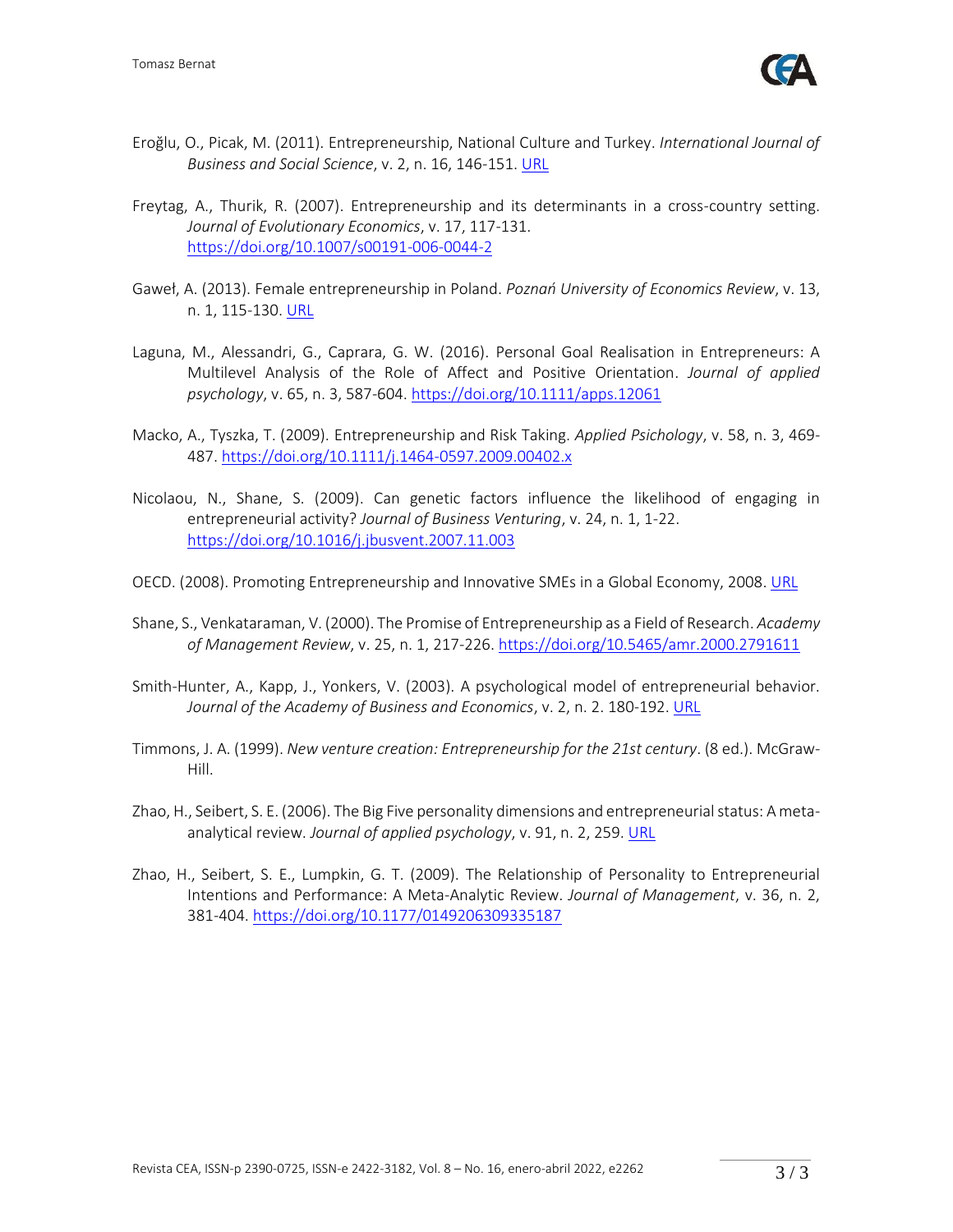Eroğlu, O., Picak, M. (2011). Entrepreneurship, National Culture and Turkey. *International Journal of Business and Social Science*, v. 2, n. 16, 146-151. URL

Freytag, A., Thurik, R. (2007). Entrepreneurship and its determinants in a cross-country setting. *Journal of Evolutionary Economics*, v. 17, 117-131. https://doi.org/10.1007/s00191-006-0044-2

Gaweł, A. (2013). Female entrepreneurship in Poland. *Poznań University of Economics Review*, v. 13, n. 1, 115-130. URL

Laguna, M., Alessandri, G., Caprara, G. W. (2016). Personal Goal Realisation in Entrepreneurs: A Multilevel Analysis of the Role of Affect and Positive Orientation. *Journal of applied psychology*, v. 65, n. 3, 587-604. https://doi.org/10.1111/apps.12061

Macko, A., Tyszka, T. (2009). Entrepreneurship and Risk Taking. *Applied Psichology*, v. 58, n. 3, 469-487. https://doi.org/10.1111/j.1464-0597.2009.00402.x

Nicolaou, N., Shane, S. (2009). Can genetic factors influence the likelihood of engaging in entrepreneurial activity? *Journal of Business Venturing*, v. 24, n. 1, 1-22. https://doi.org/10.1016/j.jbusvent.2007.11.003

OECD. (2008). Promoting Entrepreneurship and Innovative SMEs in a Global Economy, 2008. URL

Shane, S., Venkataraman, V. (2000). The Promise of Entrepreneurship as a Field of Research. *Academy of Management Review*, v. 25, n. 1, 217-226. https://doi.org/10.5465/amr.2000.2791611

Smith-Hunter, A., Kapp, J., Yonkers, V. (2003). A psychological model of entrepreneurial behavior. *Journal of the Academy of Business and Economics*, v. 2, n. 2. 180-192. URL

Timmons, J. A. (1999). *New venture creation: Entrepreneurship for the 21st century*. (8 ed.). McGraw-Hill.

Zhao, H., Seibert, S. E. (2006). The Big Five personality dimensions and entrepreneurial status: A meta-analytical review. *Journal of applied psychology*, v. 91, n. 2, 259. URL

Zhao, H., Seibert, S. E., Lumpkin, G. T. (2009). The Relationship of Personality to Entrepreneurial Intentions and Performance: A Meta-Analytic Review. *Journal of Management*, v. 36, n. 2, 381-404. https://doi.org/10.1177/0149206309335187